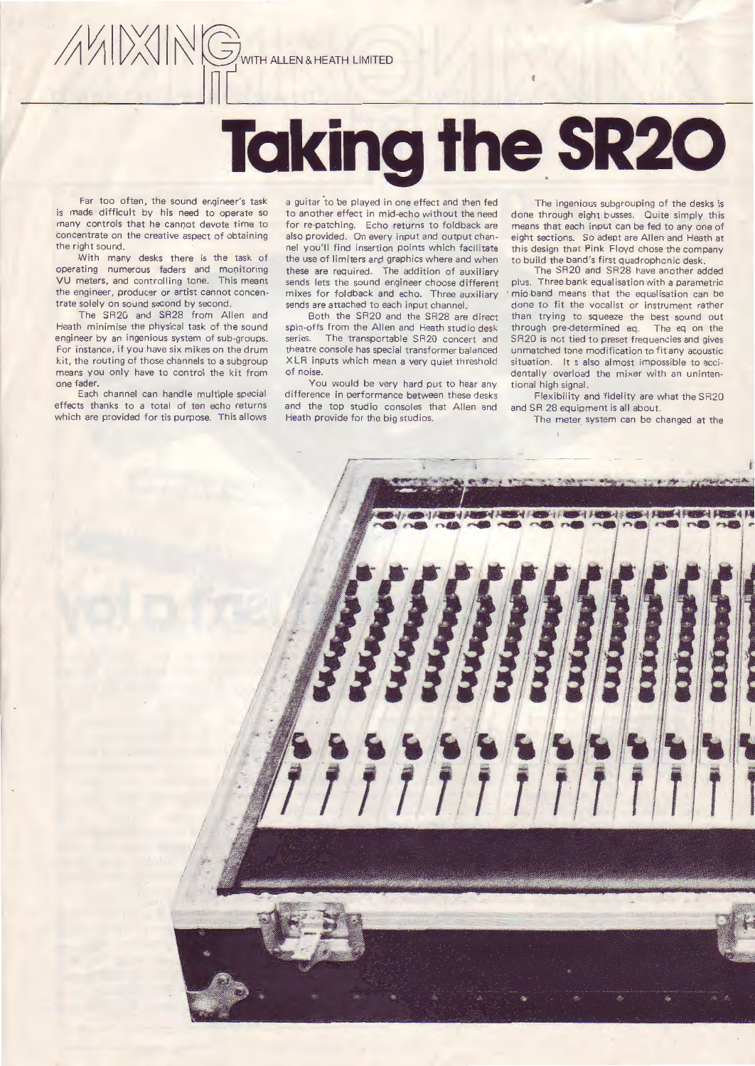MIXING IT WITH ALLEN & HEATH LIMITED

# Taking the SR20

Far too often, the sound engineer's task is made difficult by his need to operate so many controls that he cannot devote time to concentrate on the creative aspect of obtaining the right sound.

With many desks there is the task of operating numerous faders and monitoring VU meters, and controlling tone. This means the engineer, producer or artist cannot concentrate solely on sound second by second.

The SR20 and SR28 from Allen and Heath minimise the physical task of the sound engineer by an ingenious system of sub-groups. For instance, if you have six mikes on the drum kit, the routing of those channels to a subgroup means you only have to control the kit from one fader.

Each channel can handle multiple special effects thanks to a total of ten echo returns which are provided for tis purpose. This allows a guitar to be played in one effect and then fed to another effect in mid-echo without the need for re-patching. Echo returns to foldback are also provided. On every input and output channel you'll find insertion points which facilitate the use of limiters and graphics where and when these are required. The addition of auxiliary sends lets the sound engineer choose different mixes for foldback and echo. Three auxiliary sends are attached to each input channel.

Both the SR20 and the SR28 are direct spin-offs from the Allen and Heath studio desk series. The transportable SR20 concert and theatre console has special transformer balanced XLR inputs which mean a very quiet threshold of noise.

You would be very hard put to hear any difference in performance between these desks and the top studio consoles that Allen and Heath provide for the big studios.

The ingenious subgrouping of the desks is done through eight busses. Quite simply this means that each input can be fed to any one of eight sections. So adept are Allen and Heath at this design that Pink Floyd chose the company to build the band's first quadrophonic desk.

The SR20 and SR28 have another added plus. Three bank equalisation with a parametric mid-band means that the equalisation can be done to fit the vocalist or instrument rather than trying to squeeze the best sound out through pre-determined eq. The eq on the SR20 is not tied to preset frequencies and gives unmatched tone modification to fit any acoustic situation. It s also almost impossible to accidentally overload the mixer with an unintentional high signal.

Flexibility and fidelity are what the SR20 and SR 28 equipment is all about.

The meter system can be changed at the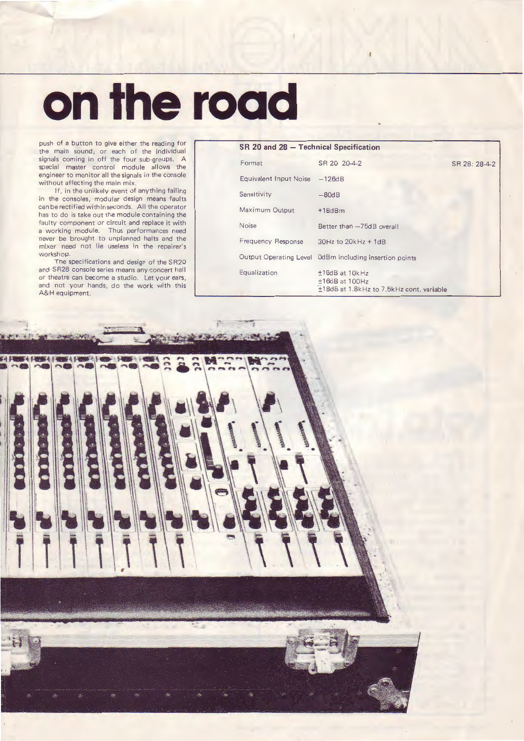# on the road

push of a button to give either the reading for the main sound; or each of the individual signals coming in off the four sub-groups. A special master control module allows the engineer to monitor all the signals in the console without affecting the main mix.

If, in the unlikely event of anything failing in the consoles, modular design means faults can be rectified within seconds. All the operator has to do is take out the module containing the faulty component or circuit and replace it with a working module. Thus performances need never be brought to unplanned halts and the mixer need not lie useless in the repairer's workshop.

The specifications and design of the SR20 and SR28 console series means any concert hall or theatre can become a studio. Let your ears, and not your hands, do the work with this A&H equipment.

**SR 20 and 28 — Technical Specification**

| | | |
|---|---|---|
| Format | SR 20 20-4-2 | SR 28: 28-4-2 |
| Equivalent Input Noise | −126dB | |
| Sensitivity | −80dB | |
| Maximum Output | +18dBm | |
| Noise | Better than −75dB overall | |
| Frequency Response | 30Hz to 20kHz + 1dB | |
| Output Operating Level | 0dBm including insertion points | |
| Equalization | ±16dB at 10kHz<br>±16dB at 100Hz<br>±18dB at 1.8kHz to 7.5kHz cont. variable | |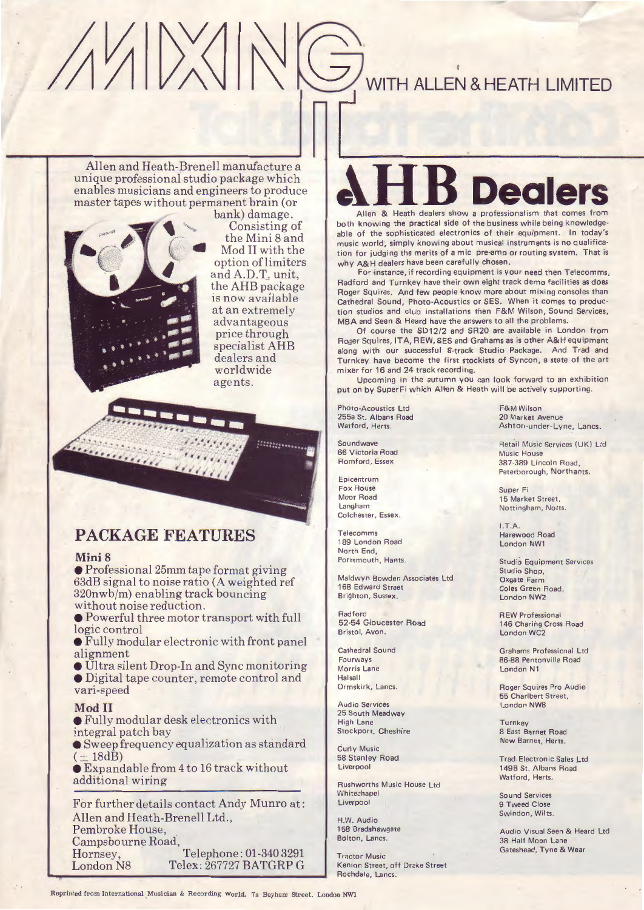# MIXING IT WITH ALLEN & HEATH LIMITED

Allen and Heath-Brenell manufacture a unique professional studio package which enables musicians and engineers to produce master tapes without permanent brain (or bank) damage.

Consisting of the Mini 8 and Mod II with the option of limiters and A.D.T. unit, the AHB package is now available at an extremely advantageous price through specialist AHB dealers and worldwide agents.

## PACKAGE FEATURES

### Mini 8

- Professional 25mm tape format giving 63dB signal to noise ratio (A weighted ref 320nwb/m) enabling track bouncing without noise reduction.
- Powerful three motor transport with full logic control
- Fully modular electronic with front panel alignment
- Ultra silent Drop-In and Sync monitoring
- Digital tape counter, remote control and vari-speed

### Mod II

- Fully modular desk electronics with integral patch bay
- Sweep frequency equalization as standard ($\pm$ 18dB)
- Expandable from 4 to 16 track without additional wiring

For further details contact Andy Munro at:
Allen and Heath-Brenell Ltd.,
Pembroke House,
Campsbourne Road,
Hornsey,
London N8
Telephone: 01-340 3291
Telex: 267727 BATGRP G

# AHB Dealers

Allen & Heath dealers show a professionalism that comes from both knowing the practical side of the business while being knowledgeable of the sophisticated electronics of their equipment. In today's music world, simply knowing about musical instruments is no qualification for judging the merits of a mic pre-amp or routing system. That is why A&H dealers have been carefully chosen.

For instance, if recording equipment is your need then Telecomms, Radford and Turnkey have their own eight track demo facilities as does Roger Squires. And few people know more about mixing consoles than Cathedral Sound, Photo-Acoustics or SES. When it comes to production studios and club installations then F&M Wilson, Sound Services, MBA and Seen & Heard have the answers to all the problems.

Of course the SD12/2 and SR20 are available in London from Roger Squires, ITA, REW, SES and Grahams as is other A&H equipment along with our successful 8-track Studio Package. And Trad and Turnkey have become the first stockists of Syncon, a state of the art mixer for 16 and 24 track recording.

Upcoming in the autumn you can look forward to an exhibition put on by SuperFi which Allen & Heath will be actively supporting.

Photo-Acoustics Ltd
255a St. Albans Road
Watford, Herts.

Soundwave
66 Victoria Road
Romford, Essex

Epicentrum
Fox House
Moor Road
Langham
Colchester, Essex.

Telecomms
189 London Road
North End,
Portsmouth, Hants.

Maldwyn Bowden Associates Ltd
168 Edward Street
Brighton, Sussex.

Radford
52-54 Gloucester Road
Bristol, Avon.

Cathedral Sound
Fourways
Morris Lane
Halsall
Ormskirk, Lancs.

Audio Services
25 South Meadway
High Lane
Stockport, Cheshire

Curly Music
58 Stanley Road
Liverpool

Rushworths Music House Ltd
Whitechapel
Liverpool

H.W. Audio
158 Bradshawgate
Bolton, Lancs.

Tractor Music
Kenion Street, off Drake Street
Rochdale, Lancs.

F&M Wilson
20 Market Avenue
Ashton-under-Lyne, Lancs.

Retail Music Services (UK) Ltd
Music House
387-389 Lincoln Road,
Peterborough, Northants.

Super Fi
15 Market Street,
Nottingham, Notts.

I.T.A.
Harewood Road
London NW1

Studio Equipment Services
Studio Shop,
Oxgate Farm
Coles Green Road,
London NW2

REW Professional
146 Charing Cross Road
London WC2

Grahams Professional Ltd
86-88 Pentonville Road
London N1

Roger Squires Pro Audio
55 Charlbert Street,
London NW8

Turnkey
8 East Barnet Road
New Barnet, Herts.

Trad Electronic Sales Ltd
149B St. Albans Road
Watford, Herts.

Sound Services
9 Tweed Close
Swindon, Wilts.

Audio Visual Seen & Heard Ltd
38 Half Moon Lane
Gateshead, Tyne & Wear

Reprinted from International Musician & Recording World. 7a Bayham Street. London NW1